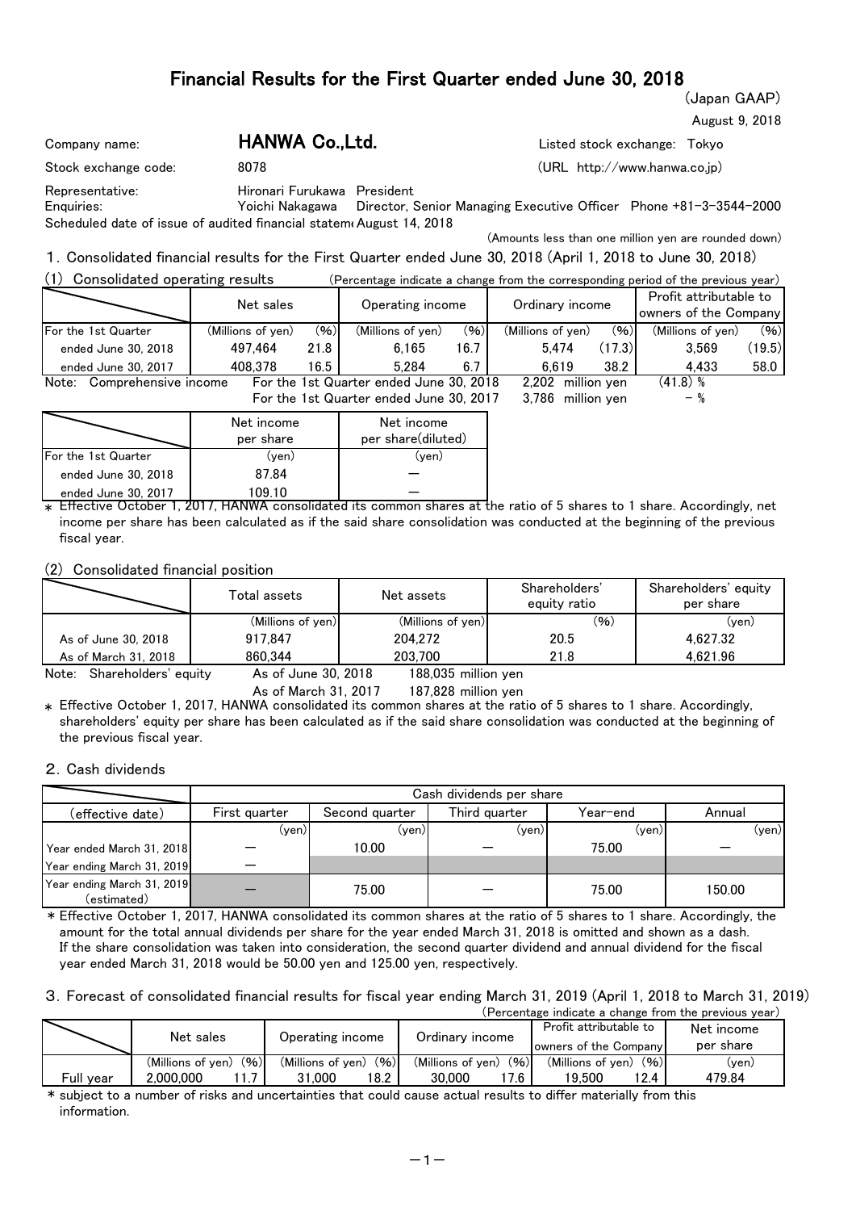# Financial Results for the First Quarter ended June 30, 2018

(Japan GAAP)

August 9, 2018

Company name: **HANWA Co.,Ltd.** Listed stock exchange: Tokyo

Stock exchange code: 8078 (URL http://www.hanwa.co.jp)

Representative: Hironari Furukawa President

Enquiries: Yoichi Nakagawa Director, Senior Managing Executive Officer Phone +81-3-3544-2000

Scheduled date of issue of audited financial statements: August 14, 2018

(Amounts less than one million yen are rounded down)

## 1. Consolidated financial results for the First Quarter ended June 30, 2018 (April 1, 2018 to June 30, 2018)

### (1) Consolidated operating results

(Percentage indicate a change from the corresponding period of the previous year)

| | Net sales | | Operating income | | Ordinary income | | Profit attributable to owners of the Company | |
|---|---|---|---|---|---|---|---|---|
| For the 1st Quarter | (Millions of yen) | (%) | (Millions of yen) | (%) | (Millions of yen) | (%) | (Millions of yen) | (%) |
| ended June 30, 2018 | 497,464 | 21.8 | 6,165 | 16.7 | 5,474 | (17.3) | 3,569 | (19.5) |
| ended June 30, 2017 | 408,378 | 16.5 | 5,284 | 6.7 | 6,619 | 38.2 | 4,433 | 58.0 |

Note: Comprehensive income For the 1st Quarter ended June 30, 2018 2,202 million yen (41.8) %
For the 1st Quarter ended June 30, 2017 3,786 million yen − %

| | Net income per share | Net income per share(diluted) |
|---|---|---|
| For the 1st Quarter | (yen) | (yen) |
| ended June 30, 2018 | 87.84 | ― |
| ended June 30, 2017 | 109.10 | ― |

\* Effective October 1, 2017, HANWA consolidated its common shares at the ratio of 5 shares to 1 share. Accordingly, net income per share has been calculated as if the said share consolidation was conducted at the beginning of the previous fiscal year.

### (2) Consolidated financial position

| | Total assets | Net assets | Shareholders' equity ratio | Shareholders' equity per share |
|---|---|---|---|---|
| | (Millions of yen) | (Millions of yen) | (%) | (yen) |
| As of June 30, 2018 | 917,847 | 204,272 | 20.5 | 4,627.32 |
| As of March 31, 2018 | 860,344 | 203,700 | 21.8 | 4,621.96 |

Note: Shareholders' equity As of June 30, 2018 188,035 million yen
As of March 31, 2017 187,828 million yen

\* Effective October 1, 2017, HANWA consolidated its common shares at the ratio of 5 shares to 1 share. Accordingly, shareholders' equity per share has been calculated as if the said share consolidation was conducted at the beginning of the previous fiscal year.

## 2. Cash dividends

| (effective date) | Cash dividends per share | | | | |
|---|---|---|---|---|---|
| | First quarter | Second quarter | Third quarter | Year-end | Annual |
| | (yen) | (yen) | (yen) | (yen) | (yen) |
| Year ended March 31, 2018 | ― | 10.00 | ― | 75.00 | ― |
| Year ending March 31, 2019 | ― | | | | |
| Year ending March 31, 2019 (estimated) | | 75.00 | ― | 75.00 | 150.00 |

\* Effective October 1, 2017, HANWA consolidated its common shares at the ratio of 5 shares to 1 share. Accordingly, the amount for the total annual dividends per share for the year ended March 31, 2018 is omitted and shown as a dash. If the share consolidation was taken into consideration, the second quarter dividend and annual dividend for the fiscal year ended March 31, 2018 would be 50.00 yen and 125.00 yen, respectively.

## 3. Forecast of consolidated financial results for fiscal year ending March 31, 2019 (April 1, 2018 to March 31, 2019)

(Percentage indicate a change from the previous year)

| | Net sales | | Operating income | | Ordinary income | | Profit attributable to owners of the Company | | Net income per share |
|---|---|---|---|---|---|---|---|---|---|
| | (Millions of yen) | (%) | (Millions of yen) | (%) | (Millions of yen) | (%) | (Millions of yen) | (%) | (yen) |
| Full year | 2,000,000 | 11.7 | 31,000 | 18.2 | 30,000 | 17.6 | 19,500 | 12.4 | 479.84 |

\* subject to a number of risks and uncertainties that could cause actual results to differ materially from this information.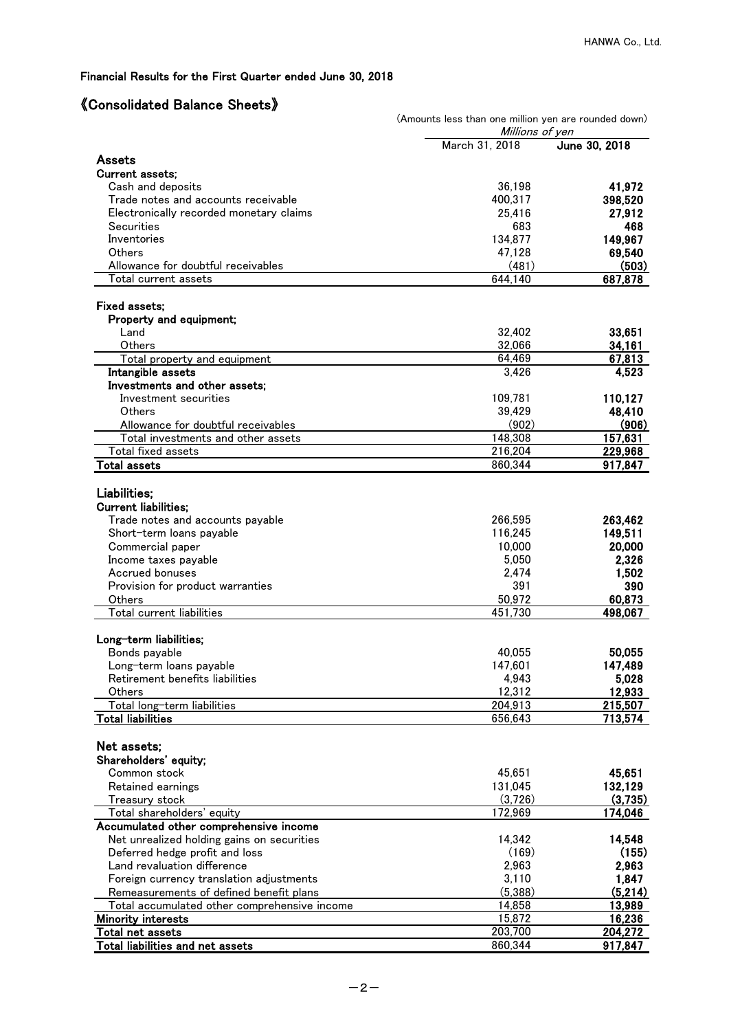Financial Results for the First Quarter ended June 30, 2018

## 《Consolidated Balance Sheets》

(Amounts less than one million yen are rounded down)

| | Millions of yen | |
|---|---|---|
| | March 31, 2018 | June 30, 2018 |
| **Assets** | | |
| **Current assets;** | | |
| Cash and deposits | 36,198 | **41,972** |
| Trade notes and accounts receivable | 400,317 | **398,520** |
| Electronically recorded monetary claims | 25,416 | **27,912** |
| Securities | 683 | **468** |
| Inventories | 134,877 | **149,967** |
| Others | 47,128 | **69,540** |
| Allowance for doubtful receivables | (481) | **(503)** |
| Total current assets | 644,140 | **687,878** |
| **Fixed assets;** | | |
| **Property and equipment;** | | |
| Land | 32,402 | **33,651** |
| Others | 32,066 | **34,161** |
| Total property and equipment | 64,469 | **67,813** |
| **Intangible assets** | 3,426 | **4,523** |
| **Investments and other assets;** | | |
| Investment securities | 109,781 | **110,127** |
| Others | 39,429 | **48,410** |
| Allowance for doubtful receivables | (902) | **(906)** |
| Total investments and other assets | 148,308 | **157,631** |
| Total fixed assets | 216,204 | **229,968** |
| **Total assets** | 860,344 | **917,847** |
| **Liabilities;** | | |
| **Current liabilities;** | | |
| Trade notes and accounts payable | 266,595 | **263,462** |
| Short-term loans payable | 116,245 | **149,511** |
| Commercial paper | 10,000 | **20,000** |
| Income taxes payable | 5,050 | **2,326** |
| Accrued bonuses | 2,474 | **1,502** |
| Provision for product warranties | 391 | **390** |
| Others | 50,972 | **60,873** |
| Total current liabilities | 451,730 | **498,067** |
| **Long-term liabilities;** | | |
| Bonds payable | 40,055 | **50,055** |
| Long-term loans payable | 147,601 | **147,489** |
| Retirement benefits liabilities | 4,943 | **5,028** |
| Others | 12,312 | **12,933** |
| Total long-term liabilities | 204,913 | **215,507** |
| **Total liabilities** | 656,643 | **713,574** |
| **Net assets;** | | |
| **Shareholders' equity;** | | |
| Common stock | 45,651 | **45,651** |
| Retained earnings | 131,045 | **132,129** |
| Treasury stock | (3,726) | **(3,735)** |
| Total shareholders' equity | 172,969 | **174,046** |
| **Accumulated other comprehensive income** | | |
| Net unrealized holding gains on securities | 14,342 | **14,548** |
| Deferred hedge profit and loss | (169) | **(155)** |
| Land revaluation difference | 2,963 | **2,963** |
| Foreign currency translation adjustments | 3,110 | **1,847** |
| Remeasurements of defined benefit plans | (5,388) | **(5,214)** |
| Total accumulated other comprehensive income | 14,858 | **13,989** |
| **Minority interests** | 15,872 | **16,236** |
| **Total net assets** | 203,700 | **204,272** |
| **Total liabilities and net assets** | 860,344 | **917,847** |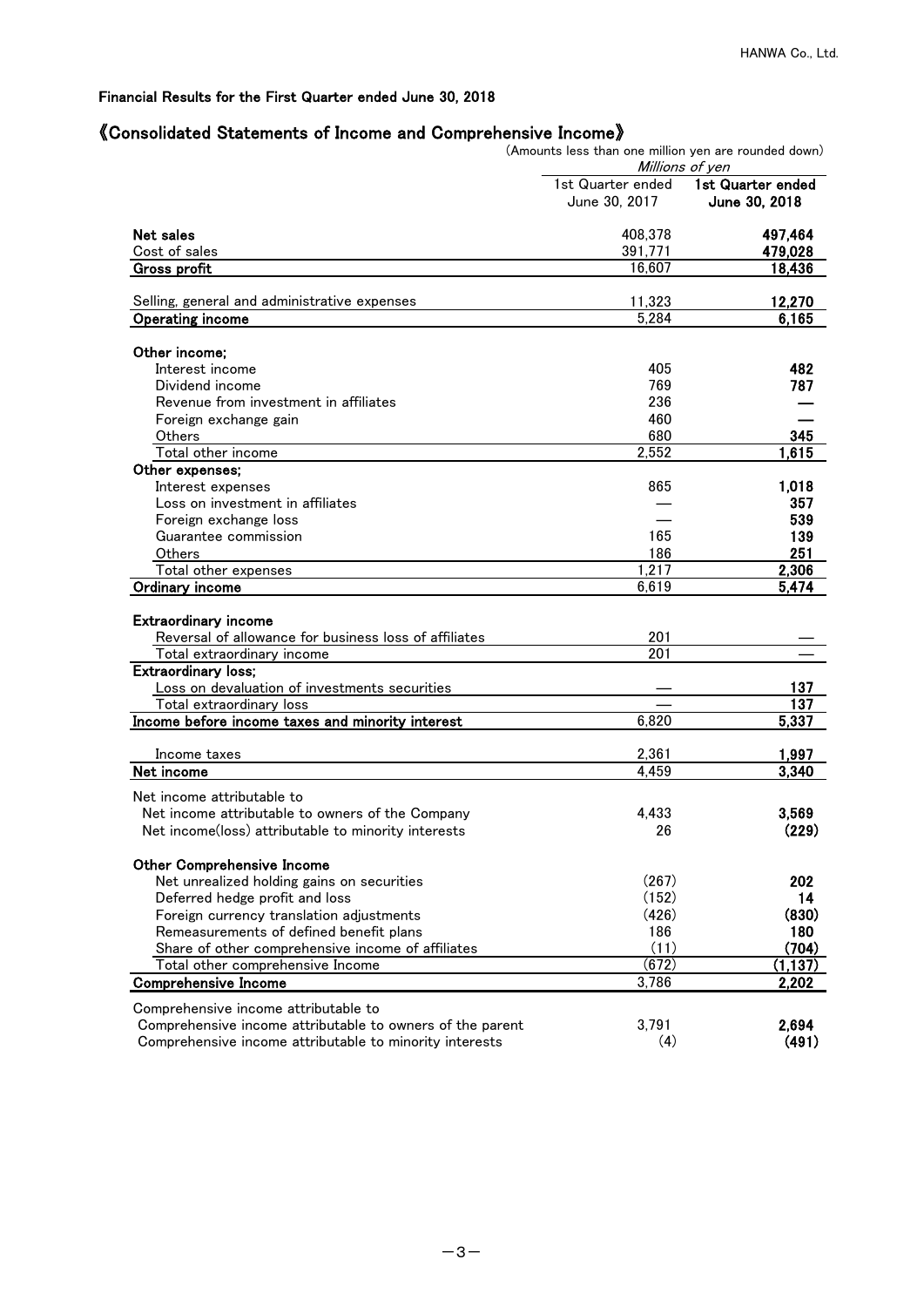Financial Results for the First Quarter ended June 30, 2018

## 《Consolidated Statements of Income and Comprehensive Income》

(Amounts less than one million yen are rounded down)

| | Millions of yen | |
|---|---|---|
| | 1st Quarter ended June 30, 2017 | **1st Quarter ended June 30, 2018** |
| **Net sales** | 408,378 | **497,464** |
| Cost of sales | 391,771 | **479,028** |
| **Gross profit** | 16,607 | **18,436** |
| Selling, general and administrative expenses | 11,323 | **12,270** |
| **Operating income** | 5,284 | **6,165** |
| **Other income;** | | |
| Interest income | 405 | **482** |
| Dividend income | 769 | **787** |
| Revenue from investment in affiliates | 236 | **—** |
| Foreign exchange gain | 460 | **—** |
| Others | 680 | **345** |
| Total other income | 2,552 | **1,615** |
| **Other expenses;** | | |
| Interest expenses | 865 | **1,018** |
| Loss on investment in affiliates | — | **357** |
| Foreign exchange loss | — | **539** |
| Guarantee commission | 165 | **139** |
| Others | 186 | **251** |
| Total other expenses | 1,217 | **2,306** |
| **Ordinary income** | 6,619 | **5,474** |
| **Extraordinary income** | | |
| Reversal of allowance for business loss of affiliates | 201 | **—** |
| Total extraordinary income | 201 | **—** |
| **Extraordinary loss;** | | |
| Loss on devaluation of investments securities | — | **137** |
| Total extraordinary loss | — | **137** |
| **Income before income taxes and minority interest** | 6,820 | **5,337** |
| Income taxes | 2,361 | **1,997** |
| **Net income** | 4,459 | **3,340** |
| Net income attributable to | | |
| Net income attributable to owners of the Company | 4,433 | **3,569** |
| Net income(loss) attributable to minority interests | 26 | **(229)** |
| **Other Comprehensive Income** | | |
| Net unrealized holding gains on securities | (267) | **202** |
| Deferred hedge profit and loss | (152) | **14** |
| Foreign currency translation adjustments | (426) | **(830)** |
| Remeasurements of defined benefit plans | 186 | **180** |
| Share of other comprehensive income of affiliates | (11) | **(704)** |
| Total other comprehensive Income | (672) | **(1,137)** |
| **Comprehensive Income** | 3,786 | **2,202** |
| Comprehensive income attributable to | | |
| Comprehensive income attributable to owners of the parent | 3,791 | **2,694** |
| Comprehensive income attributable to minority interests | (4) | **(491)** |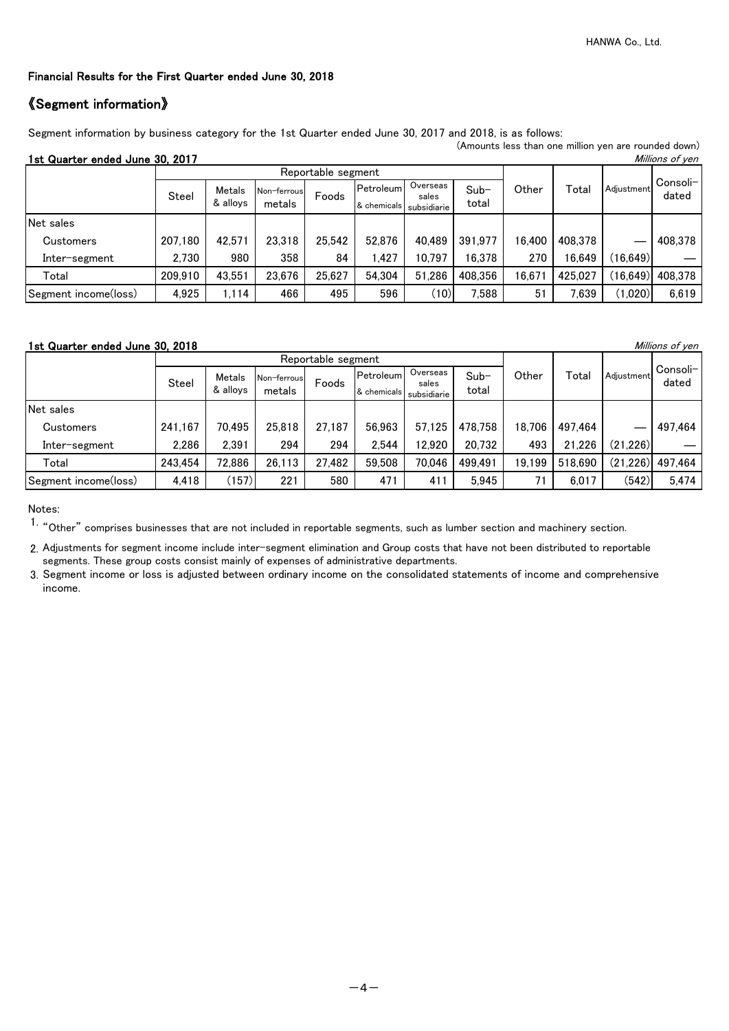Financial Results for the First Quarter ended June 30, 2018

## 《Segment information》

Segment information by business category for the 1st Quarter ended June 30, 2017 and 2018, is as follows:

(Amounts less than one million yen are rounded down)

**1st Quarter ended June 30, 2017**

*Millions of yen*

| | Reportable segment | | | | | | | Other | Total | Adjustment | Consoli-dated |
|---|---|---|---|---|---|---|---|---|---|---|---|
| | Steel | Metals & alloys | Non-ferrous metals | Foods | Petroleum & chemicals | Overseas sales subsidiarie | Sub-total | | | | |
| Net sales | | | | | | | | | | | |
| Customers | 207,180 | 42,571 | 23,318 | 25,542 | 52,876 | 40,489 | 391,977 | 16,400 | 408,378 | — | 408,378 |
| Inter-segment | 2,730 | 980 | 358 | 84 | 1,427 | 10,797 | 16,378 | 270 | 16,649 | (16,649) | — |
| Total | 209,910 | 43,551 | 23,676 | 25,627 | 54,304 | 51,286 | 408,356 | 16,671 | 425,027 | (16,649) | 408,378 |
| Segment income(loss) | 4,925 | 1,114 | 466 | 495 | 596 | (10) | 7,588 | 51 | 7,639 | (1,020) | 6,619 |

**1st Quarter ended June 30, 2018**

*Millions of yen*

| | Reportable segment | | | | | | | Other | Total | Adjustment | Consoli-dated |
|---|---|---|---|---|---|---|---|---|---|---|---|
| | Steel | Metals & alloys | Non-ferrous metals | Foods | Petroleum & chemicals | Overseas sales subsidiarie | Sub-total | | | | |
| Net sales | | | | | | | | | | | |
| Customers | 241,167 | 70,495 | 25,818 | 27,187 | 56,963 | 57,125 | 478,758 | 18,706 | 497,464 | — | 497,464 |
| Inter-segment | 2,286 | 2,391 | 294 | 294 | 2,544 | 12,920 | 20,732 | 493 | 21,226 | (21,226) | — |
| Total | 243,454 | 72,886 | 26,113 | 27,482 | 59,508 | 70,046 | 499,491 | 19,199 | 518,690 | (21,226) | 497,464 |
| Segment income(loss) | 4,418 | (157) | 221 | 580 | 471 | 411 | 5,945 | 71 | 6,017 | (542) | 5,474 |

Notes:

1. "Other" comprises businesses that are not included in reportable segments, such as lumber section and machinery section.
2. Adjustments for segment income include inter-segment elimination and Group costs that have not been distributed to reportable segments. These group costs consist mainly of expenses of administrative departments.
3. Segment income or loss is adjusted between ordinary income on the consolidated statements of income and comprehensive income.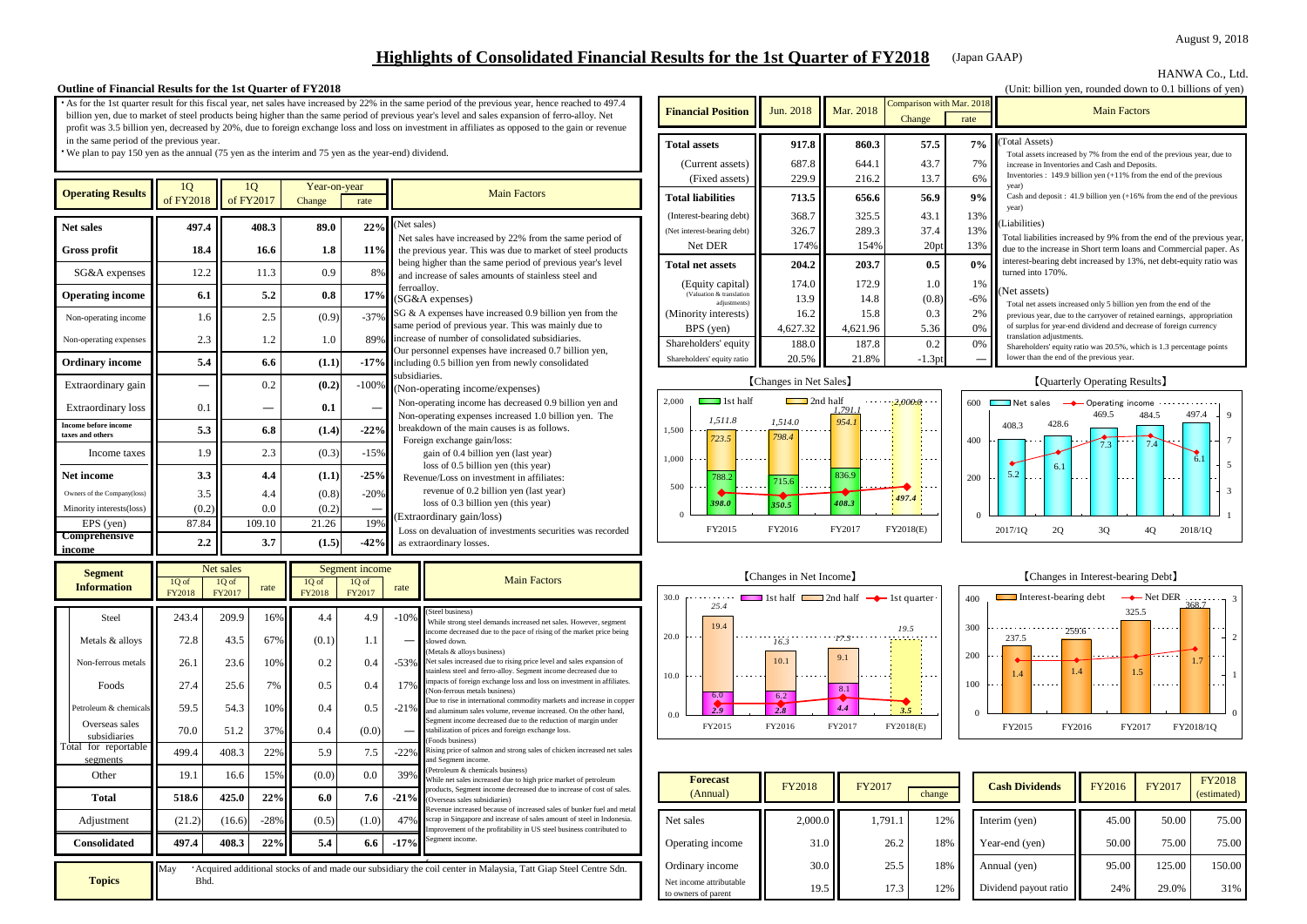August 9, 2018

# Highlights of Consolidated Financial Results for the 1st Quarter of FY2018

(Japan GAAP)

HANWA Co., Ltd.

(Unit: billion yen, rounded down to 0.1 billions of yen)

## Outline of Financial Results for the 1st Quarter of FY2018

- As for the 1st quarter result for this fiscal year, net sales have increased by 22% in the same period of the previous year, hence reached to 497.4 billion yen, due to market of steel products being higher than the same period of previous year's level and sales expansion of ferro-alloy. Net profit was 3.5 billion yen, decreased by 20%, due to foreign exchange loss and loss on investment in affiliates as opposed to the gain or revenue in the same period of the previous year.
- We plan to pay 150 yen as the annual (75 yen as the interim and 75 yen as the year-end) dividend.

| Operating Results | 1Q of FY2018 | 1Q of FY2017 | Year-on-year Change | rate |
|---|---|---|---|---|
| **Net sales** | **497.4** | **408.3** | **89.0** | **22%** |
| **Gross profit** | **18.4** | **16.6** | **1.8** | **11%** |
| SG&A expenses | 12.2 | 11.3 | 0.9 | 8% |
| **Operating income** | **6.1** | **5.2** | **0.8** | **17%** |
| Non-operating income | 1.6 | 2.5 | (0.9) | -37% |
| Non-operating expenses | 2.3 | 1.2 | 1.0 | 89% |
| **Ordinary income** | **5.4** | **6.6** | **(1.1)** | **-17%** |
| Extraordinary gain | — | 0.2 | **(0.2)** | -100% |
| Extraordinary loss | 0.1 | — | **0.1** | — |
| **Income before income taxes and others** | **5.3** | **6.8** | **(1.4)** | **-22%** |
| Income taxes | 1.9 | 2.3 | (0.3) | -15% |
| **Net income** | **3.3** | **4.4** | **(1.1)** | **-25%** |
| Owners of the Company(loss) | 3.5 | 4.4 | (0.8) | -20% |
| Minority interests(loss) | (0.2) | 0.0 | (0.2) | — |
| EPS (yen) | 87.84 | 109.10 | 21.26 | 19% |
| **Comprehensive income** | **2.2** | **3.7** | **(1.5)** | **-42%** |

**Main Factors**

(Net sales)
Net sales have increased by 22% from the same period of the previous year. This was due to market of steel products being higher than the same period of previous year's level and increase of sales amounts of stainless steel and ferroalloy.

(SG&A expenses)
SG & A expenses have increased 0.9 billion yen from the same period of previous year. This was mainly due to increase of number of consolidated subsidiaries.
Our personnel expenses have increased 0.7 billion yen, including 0.5 billion yen from newly consolidated subsidiaries.

(Non-operating income/expenses)
Non-operating income has decreased 0.9 billion yen and Non-operating expenses increased 1.0 billion yen. The breakdown of the main causes is as follows.
Foreign exchange gain/loss:
gain of 0.4 billion yen (last year)
loss of 0.5 billion yen (this year)
Revenue/Loss on investment in affiliates:
revenue of 0.2 billion yen (last year)
loss of 0.3 billion yen (this year)

(Extraordinary gain/loss)
Loss on devaluation of investments securities was recorded as extraordinary losses.

| Segment Information | Net sales 1Q of FY2018 | Net sales 1Q of FY2017 | rate | Segment income 1Q of FY2018 | Segment income 1Q of FY2017 | rate |
|---|---|---|---|---|---|---|
| Steel | 243.4 | 209.9 | 16% | 4.4 | 4.9 | -10% |
| Metals & alloys | 72.8 | 43.5 | 67% | (0.1) | 1.1 | — |
| Non-ferrous metals | 26.1 | 23.6 | 10% | 0.2 | 0.4 | -53% |
| Foods | 27.4 | 25.6 | 7% | 0.5 | 0.4 | 17% |
| Petroleum & chemicals | 59.5 | 54.3 | 10% | 0.4 | 0.5 | -21% |
| Overseas sales subsidiaries | 70.0 | 51.2 | 37% | 0.4 | (0.0) | — |
| Total for reportable segments | 499.4 | 408.3 | 22% | 5.9 | 7.5 | -22% |
| Other | 19.1 | 16.6 | 15% | (0.0) | 0.0 | 39% |
| **Total** | **518.6** | **425.0** | **22%** | **6.0** | **7.6** | **-21%** |
| Adjustment | (21.2) | (16.6) | -28% | (0.5) | (1.0) | 47% |
| **Consolidated** | **497.4** | **408.3** | **22%** | **5.4** | **6.6** | **-17%** |

**Main Factors**

(Steel business)
While strong steel demands increased net sales. However, segment income decreased due to the pace of rising of the market price being slowed down.

(Metals & alloys business)
Net sales increased due to rising price level and sales expansion of stainless steel and ferro-alloy. Segment income decreased due to impacts of foreign exchange loss and loss on investment in affiliates.

(Non-ferrous metals business)
Due to rise in international commodity markets and increase in copper and aluminum sales volume, revenue increased. On the other hand, Segment income decreased due to the reduction of margin under stabilization of prices and foreign exchange loss.

(Foods business)
Rising price of salmon and strong sales of chicken increased net sales and Segment income.

(Petroleum & chemicals business)
While net sales increased due to high price market of petroleum products, Segment income decreased due to increase of cost of sales.

(Overseas sales subsidiaries)
Revenue increased because of increased sales of bunker fuel and metal scrap in Singapore and increase of sales amount of steel in Indonesia. Improvement of the profitability in US steel business contributed to Segment income.

**Topics**
May ・Acquired additional stocks of and made our subsidiary the coil center in Malaysia, Tatt Giap Steel Centre Sdn. Bhd.

| Financial Position | Jun. 2018 | Mar. 2018 | Comparison with Mar. 2018 Change | rate |
|---|---|---|---|---|
| **Total assets** | **917.8** | **860.3** | **57.5** | **7%** |
| (Current assets) | 687.8 | 644.1 | 43.7 | 7% |
| (Fixed assets) | 229.9 | 216.2 | 13.7 | 6% |
| **Total liabilities** | **713.5** | **656.6** | **56.9** | **9%** |
| (Interest-bearing debt) | 368.7 | 325.5 | 43.1 | 13% |
| (Net interest-bearing debt) | 326.7 | 289.3 | 37.4 | 13% |
| Net DER | 174% | 154% | 20pt | 13% |
| **Total net assets** | **204.2** | **203.7** | **0.5** | **0%** |
| (Equity capital) | 174.0 | 172.9 | 1.0 | 1% |
| (Valuation & translation adjustments) | 13.9 | 14.8 | (0.8) | -6% |
| (Minority interests) | 16.2 | 15.8 | 0.3 | 2% |
| BPS (yen) | 4,627.32 | 4,621.96 | 5.36 | 0% |
| Shareholders' equity | 188.0 | 187.8 | 0.2 | 0% |
| Shareholders' equity ratio | 20.5% | 21.8% | -1.3pt | — |

**Main Factors**

(Total Assets)
Total assets increased by 7% from the end of the previous year, due to increase in Inventories and Cash and Deposits.
Inventories : 149.9 billion yen (+11% from the end of the previous year)
Cash and deposit : 41.9 billion yen (+16% from the end of the previous year)

(Liabilities)
Total liabilities increased by 9% from the end of the previous year, due to the increase in Short term loans and Commercial paper. As interest-bearing debt increased by 13%, net debt-equity ratio was turned into 170%.

(Net assets)
Total net assets increased only 5 billion yen from the end of the previous year, due to the carryover of retained earnings, appropriation of surplus for year-end dividend and decrease of foreign currency translation adjustments.
Shareholders' equity ratio was 20.5%, which is 1.3 percentage points lower than the end of the previous year.

【Changes in Net Sales】

1st half / 2nd half

FY2015: 1,511.8 (398.0, 788.2, 723.5)
FY2016: 1,514.0 (350.5, 715.6, 798.4)
FY2017: 1,791.1 (408.3, 836.9, 954.1)
FY2018(E): 2,000.0 (497.4)

【Quarterly Operating Results】

Net sales / Operating income

2017/1Q: 408.3, 5.2
2Q: 428.6, 6.1
3Q: 469.5, 7.3
4Q: 484.5, 7.4
2018/1Q: 497.4, 6.1

【Changes in Net Income】

1st half / 2nd half / 1st quarter

FY2015: 25.4 (6.0, 19.4, 2.9)
FY2016: 16.3 (6.2, 10.1, 2.8)
FY2017: 17.3 (8.1, 9.1, 4.4)
FY2018(E): 19.5 (3.5)

【Changes in Interest-bearing Debt】

Interest-bearing debt / Net DER

FY2015: 237.5, 1.4
FY2016: 259.6, 1.4
FY2017: 325.5, 1.5
FY2018/1Q: 368.7, 1.7

| Forecast (Annual) | FY2018 | FY2017 | change |
|---|---|---|---|
| Net sales | 2,000.0 | 1,791.1 | 12% |
| Operating income | 31.0 | 26.2 | 18% |
| Ordinary income | 30.0 | 25.5 | 18% |
| Net income attributable to owners of parent | 19.5 | 17.3 | 12% |

| Cash Dividends | FY2016 | FY2017 | FY2018 (estimated) |
|---|---|---|---|
| Interim (yen) | 45.00 | 50.00 | 75.00 |
| Year-end (yen) | 50.00 | 75.00 | 75.00 |
| Annual (yen) | 95.00 | 125.00 | 150.00 |
| Dividend payout ratio | 24% | 29.0% | 31% |